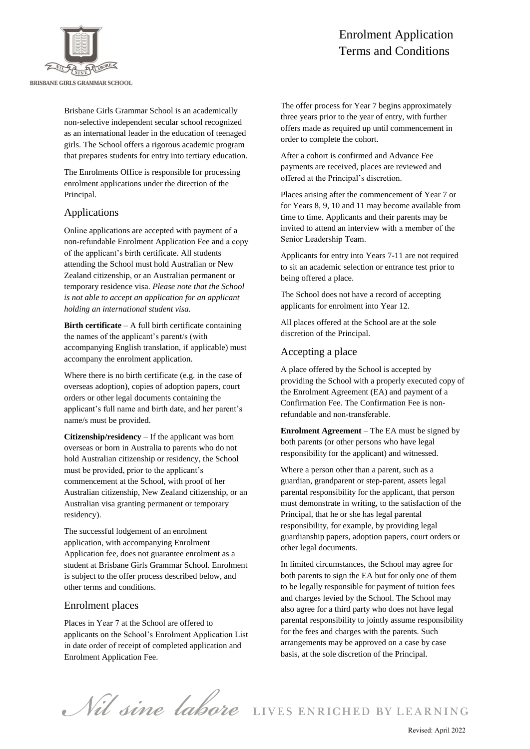# Enrolment Application Terms and Conditions

Brisbane Girls Grammar School is an academically non-selective independent secular school recognized as an international leader in the education of teenaged girls. The School offers a rigorous academic program that prepares students for entry into tertiary education.

The Enrolments Office is responsible for processing enrolment applications under the direction of the Principal.

## Applications

Online applications are accepted with payment of a non-refundable Enrolment Application Fee and a copy of the applicant's birth certificate. All students attending the School must hold Australian or New Zealand citizenship, or an Australian permanent or temporary residence visa. *Please note that the School is not able to accept an application for an applicant holding an international student visa.*

**Birth certificate** – A full birth certificate containing the names of the applicant's parent/s (with accompanying English translation, if applicable) must accompany the enrolment application.

Where there is no birth certificate (e.g. in the case of overseas adoption), copies of adoption papers, court orders or other legal documents containing the applicant's full name and birth date, and her parent's name/s must be provided.

**Citizenship/residency** – If the applicant was born overseas or born in Australia to parents who do not hold Australian citizenship or residency, the School must be provided, prior to the applicant's commencement at the School, with proof of her Australian citizenship, New Zealand citizenship, or an Australian visa granting permanent or temporary residency).

The successful lodgement of an enrolment application, with accompanying Enrolment Application fee, does not guarantee enrolment as a student at Brisbane Girls Grammar School. Enrolment is subject to the offer process described below, and other terms and conditions.

## Enrolment places

Places in Year 7 at the School are offered to applicants on the School's Enrolment Application List in date order of receipt of completed application and Enrolment Application Fee.

The offer process for Year 7 begins approximately three years prior to the year of entry, with further offers made as required up until commencement in order to complete the cohort.

After a cohort is confirmed and Advance Fee payments are received, places are reviewed and offered at the Principal's discretion.

Places arising after the commencement of Year 7 or for Years 8, 9, 10 and 11 may become available from time to time. Applicants and their parents may be invited to attend an interview with a member of the Senior Leadership Team.

Applicants for entry into Years 7-11 are not required to sit an academic selection or entrance test prior to being offered a place.

The School does not have a record of accepting applicants for enrolment into Year 12.

All places offered at the School are at the sole discretion of the Principal.

## Accepting a place

A place offered by the School is accepted by providing the School with a properly executed copy of the Enrolment Agreement (EA) and payment of a Confirmation Fee. The Confirmation Fee is non-refundable and non-transferable.

**Enrolment Agreement** – The EA must be signed by both parents (or other persons who have legal responsibility for the applicant) and witnessed.

Where a person other than a parent, such as a guardian, grandparent or step-parent, assets legal parental responsibility for the applicant, that person must demonstrate in writing, to the satisfaction of the Principal, that he or she has legal parental responsibility, for example, by providing legal guardianship papers, adoption papers, court orders or other legal documents.

In limited circumstances, the School may agree for both parents to sign the EA but for only one of them to be legally responsible for payment of tuition fees and charges levied by the School. The School may also agree for a third party who does not have legal parental responsibility to jointly assume responsibility for the fees and charges with the parents. Such arrangements may be approved on a case by case basis, at the sole discretion of the Principal.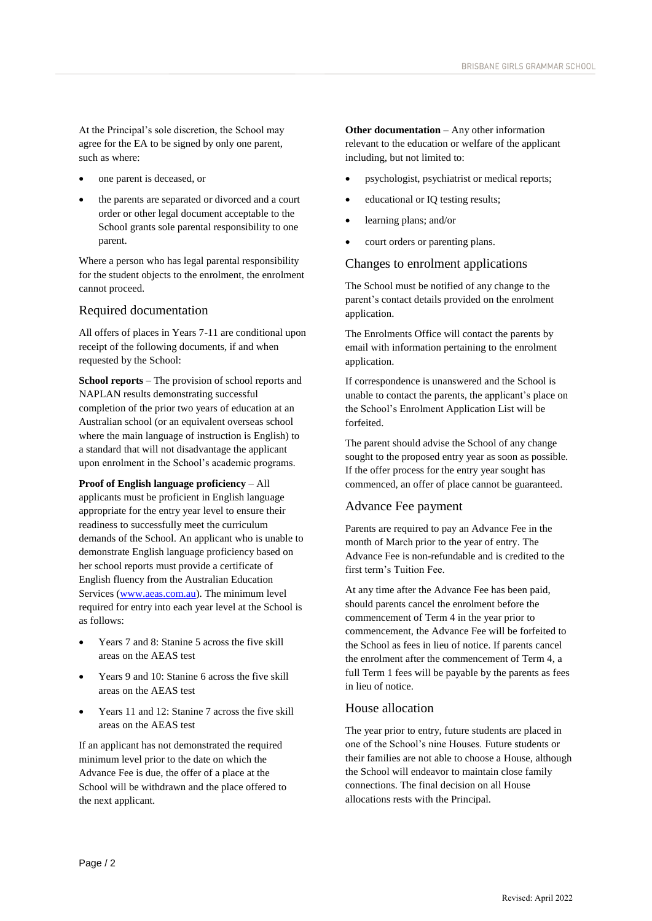At the Principal's sole discretion, the School may agree for the EA to be signed by only one parent, such as where:

- one parent is deceased, or
- the parents are separated or divorced and a court order or other legal document acceptable to the School grants sole parental responsibility to one parent.

Where a person who has legal parental responsibility for the student objects to the enrolment, the enrolment cannot proceed.

## Required documentation

All offers of places in Years 7-11 are conditional upon receipt of the following documents, if and when requested by the School:

**School reports** – The provision of school reports and NAPLAN results demonstrating successful completion of the prior two years of education at an Australian school (or an equivalent overseas school where the main language of instruction is English) to a standard that will not disadvantage the applicant upon enrolment in the School's academic programs.

**Proof of English language proficiency** – All applicants must be proficient in English language appropriate for the entry year level to ensure their readiness to successfully meet the curriculum demands of the School. An applicant who is unable to demonstrate English language proficiency based on her school reports must provide a certificate of English fluency from the Australian Education Services (www.aeas.com.au). The minimum level required for entry into each year level at the School is as follows:

- Years 7 and 8: Stanine 5 across the five skill areas on the AEAS test
- Years 9 and 10: Stanine 6 across the five skill areas on the AEAS test
- Years 11 and 12: Stanine 7 across the five skill areas on the AEAS test

If an applicant has not demonstrated the required minimum level prior to the date on which the Advance Fee is due, the offer of a place at the School will be withdrawn and the place offered to the next applicant.

**Other documentation** – Any other information relevant to the education or welfare of the applicant including, but not limited to:

- psychologist, psychiatrist or medical reports;
- educational or IQ testing results;
- learning plans; and/or
- court orders or parenting plans.

## Changes to enrolment applications

The School must be notified of any change to the parent's contact details provided on the enrolment application.

The Enrolments Office will contact the parents by email with information pertaining to the enrolment application.

If correspondence is unanswered and the School is unable to contact the parents, the applicant's place on the School's Enrolment Application List will be forfeited.

The parent should advise the School of any change sought to the proposed entry year as soon as possible. If the offer process for the entry year sought has commenced, an offer of place cannot be guaranteed.

## Advance Fee payment

Parents are required to pay an Advance Fee in the month of March prior to the year of entry. The Advance Fee is non-refundable and is credited to the first term's Tuition Fee.

At any time after the Advance Fee has been paid, should parents cancel the enrolment before the commencement of Term 4 in the year prior to commencement, the Advance Fee will be forfeited to the School as fees in lieu of notice. If parents cancel the enrolment after the commencement of Term 4, a full Term 1 fees will be payable by the parents as fees in lieu of notice.

## House allocation

The year prior to entry, future students are placed in one of the School's nine Houses. Future students or their families are not able to choose a House, although the School will endeavor to maintain close family connections. The final decision on all House allocations rests with the Principal.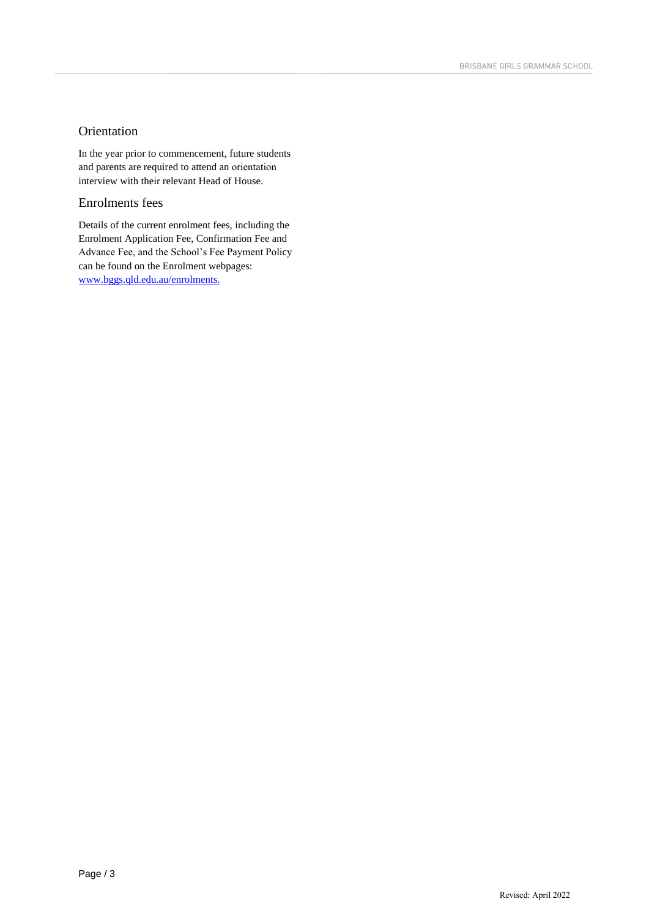## Orientation

In the year prior to commencement, future students and parents are required to attend an orientation interview with their relevant Head of House.

## Enrolments fees

Details of the current enrolment fees, including the Enrolment Application Fee, Confirmation Fee and Advance Fee, and the School's Fee Payment Policy can be found on the Enrolment webpages: www.bggs.qld.edu.au/enrolments.

Revised: April 2022